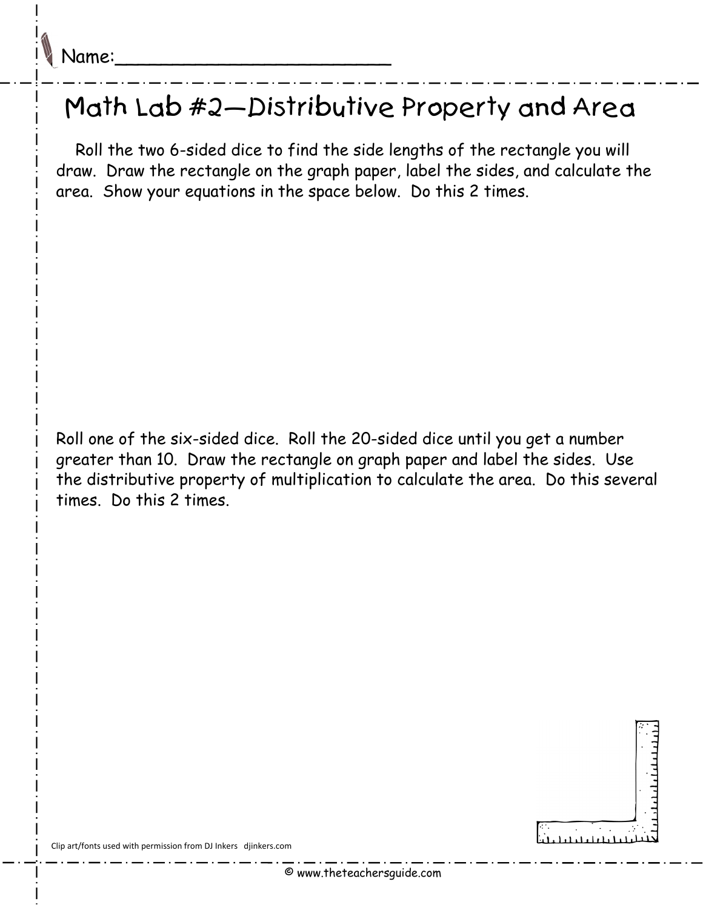Name:________________________

# Math Lab #2—Distributive Property and Area

Roll the two 6-sided dice to find the side lengths of the rectangle you will draw. Draw the rectangle on the graph paper, label the sides, and calculate the area. Show your equations in the space below. Do this 2 times.

Roll one of the six-sided dice. Roll the 20-sided dice until you get a number greater than 10. Draw the rectangle on graph paper and label the sides. Use the distributive property of multiplication to calculate the area. Do this several times. Do this 2 times.

Clip art/fonts used with permission from DJ Inkers djinkers.com

© www.theteachersguide.com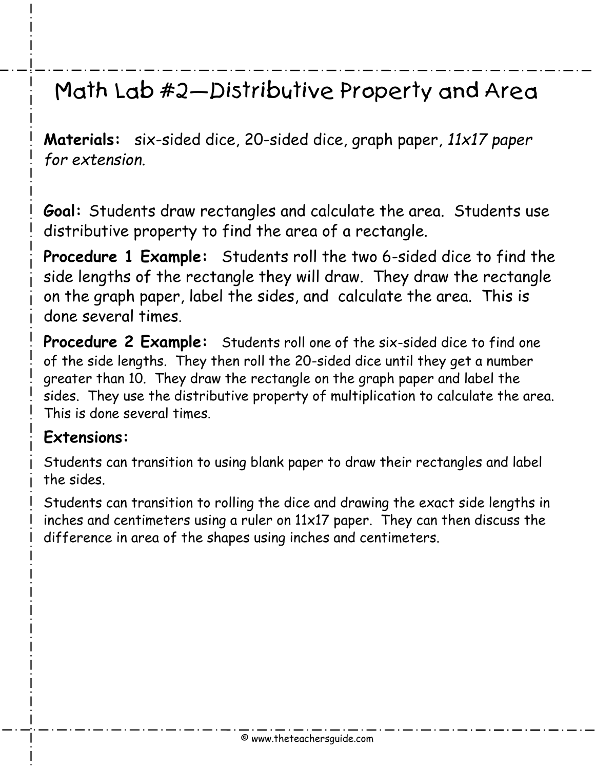# Math Lab #2—Distributive Property and Area

**Materials:** six-sided dice, 20-sided dice, graph paper, *11x17 paper for extension.*

**Goal:** Students draw rectangles and calculate the area. Students use distributive property to find the area of a rectangle.

**Procedure 1 Example:** Students roll the two 6-sided dice to find the side lengths of the rectangle they will draw. They draw the rectangle on the graph paper, label the sides, and calculate the area. This is done several times.

**Procedure 2 Example:** Students roll one of the six-sided dice to find one of the side lengths. They then roll the 20-sided dice until they get a number greater than 10. They draw the rectangle on the graph paper and label the sides. They use the distributive property of multiplication to calculate the area. This is done several times.

**Extensions:**

Students can transition to using blank paper to draw their rectangles and label the sides.

Students can transition to rolling the dice and drawing the exact side lengths in inches and centimeters using a ruler on 11x17 paper. They can then discuss the difference in area of the shapes using inches and centimeters.

© www.theteachersguide.com